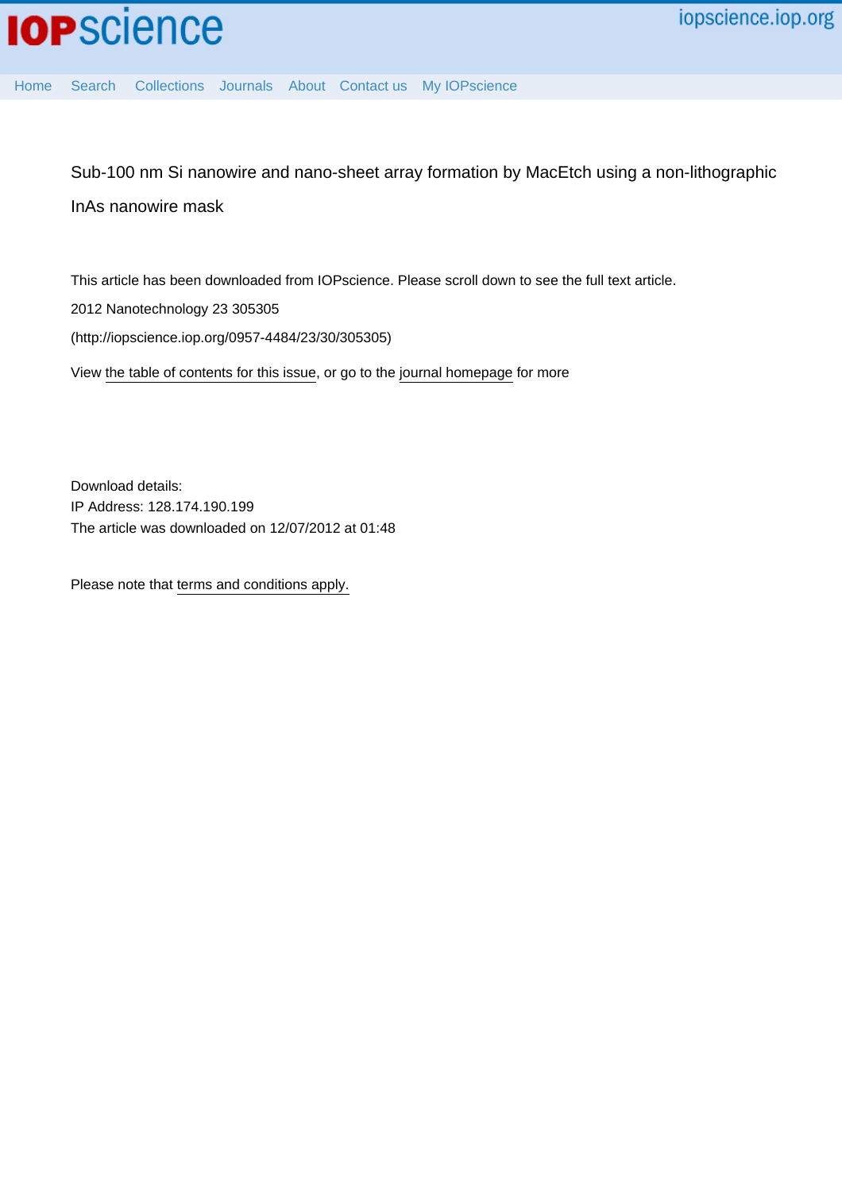Sub-100 nm Si nanowire and nano-sheet array formation by MacEtch using a non-lithographic InAs nanowire mask

This article has been downloaded from IOPscience. Please scroll down to see the full text article.

2012 Nanotechnology 23 305305

(http://iopscience.iop.org/0957-4484/23/30/305305)

View the table of contents for this issue, or go to the journal homepage for more

Download details:
IP Address: 128.174.190.199
The article was downloaded on 12/07/2012 at 01:48

Please note that terms and conditions apply.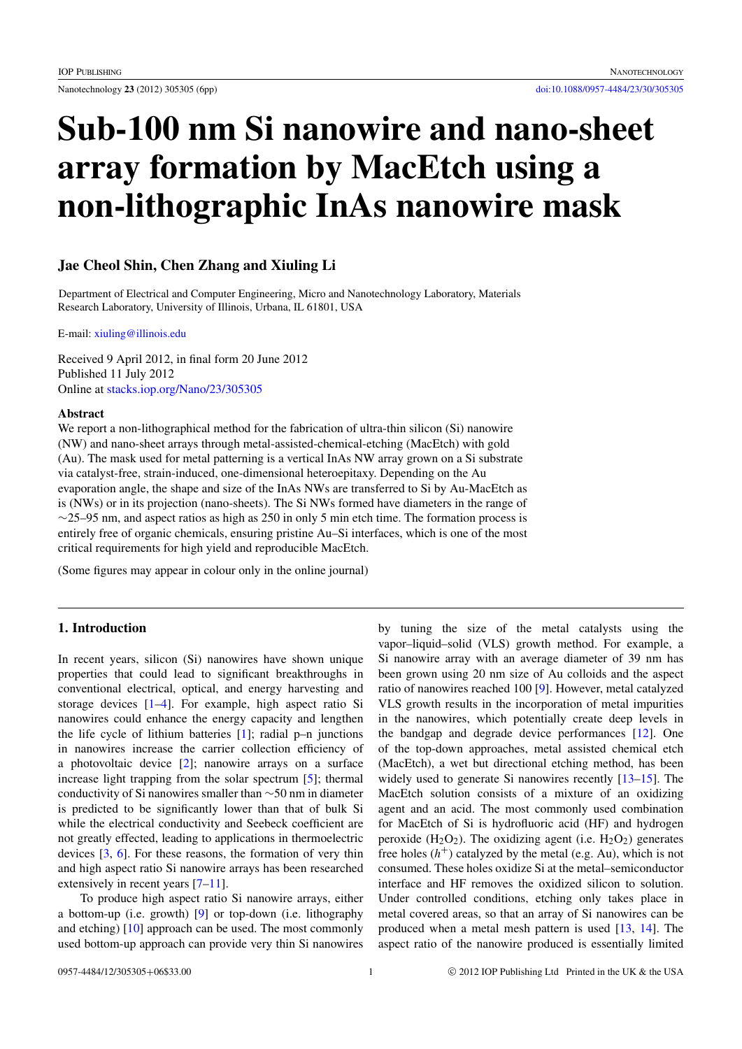# Sub-100 nm Si nanowire and nano-sheet array formation by MacEtch using a non-lithographic InAs nanowire mask

**Jae Cheol Shin, Chen Zhang and Xiuling Li**

Department of Electrical and Computer Engineering, Micro and Nanotechnology Laboratory, Materials Research Laboratory, University of Illinois, Urbana, IL 61801, USA

E-mail: xiuling@illinois.edu

Received 9 April 2012, in final form 20 June 2012
Published 11 July 2012
Online at stacks.iop.org/Nano/23/305305

### Abstract

We report a non-lithographical method for the fabrication of ultra-thin silicon (Si) nanowire (NW) and nano-sheet arrays through metal-assisted-chemical-etching (MacEtch) with gold (Au). The mask used for metal patterning is a vertical InAs NW array grown on a Si substrate via catalyst-free, strain-induced, one-dimensional heteroepitaxy. Depending on the Au evaporation angle, the shape and size of the InAs NWs are transferred to Si by Au-MacEtch as is (NWs) or in its projection (nano-sheets). The Si NWs formed have diameters in the range of ~25–95 nm, and aspect ratios as high as 250 in only 5 min etch time. The formation process is entirely free of organic chemicals, ensuring pristine Au–Si interfaces, which is one of the most critical requirements for high yield and reproducible MacEtch.

(Some figures may appear in colour only in the online journal)

## 1. Introduction

In recent years, silicon (Si) nanowires have shown unique properties that could lead to significant breakthroughs in conventional electrical, optical, and energy harvesting and storage devices [1–4]. For example, high aspect ratio Si nanowires could enhance the energy capacity and lengthen the life cycle of lithium batteries [1]; radial p–n junctions in nanowires increase the carrier collection efficiency of a photovoltaic device [2]; nanowire arrays on a surface increase light trapping from the solar spectrum [5]; thermal conductivity of Si nanowires smaller than ~50 nm in diameter is predicted to be significantly lower than that of bulk Si while the electrical conductivity and Seebeck coefficient are not greatly effected, leading to applications in thermoelectric devices [3, 6]. For these reasons, the formation of very thin and high aspect ratio Si nanowire arrays has been researched extensively in recent years [7–11].

To produce high aspect ratio Si nanowire arrays, either a bottom-up (i.e. growth) [9] or top-down (i.e. lithography and etching) [10] approach can be used. The most commonly used bottom-up approach can provide very thin Si nanowires by tuning the size of the metal catalysts using the vapor–liquid–solid (VLS) growth method. For example, a Si nanowire array with an average diameter of 39 nm has been grown using 20 nm size of Au colloids and the aspect ratio of nanowires reached 100 [9]. However, metal catalyzed VLS growth results in the incorporation of metal impurities in the nanowires, which potentially create deep levels in the bandgap and degrade device performances [12]. One of the top-down approaches, metal assisted chemical etch (MacEtch), a wet but directional etching method, has been widely used to generate Si nanowires recently [13–15]. The MacEtch solution consists of a mixture of an oxidizing agent and an acid. The most commonly used combination for MacEtch of Si is hydrofluoric acid (HF) and hydrogen peroxide ($H_2O_2$). The oxidizing agent (i.e. $H_2O_2$) generates free holes ($h^+$) catalyzed by the metal (e.g. Au), which is not consumed. These holes oxidize Si at the metal–semiconductor interface and HF removes the oxidized silicon to solution. Under controlled conditions, etching only takes place in metal covered areas, so that an array of Si nanowires can be produced when a metal mesh pattern is used [13, 14]. The aspect ratio of the nanowire produced is essentially limited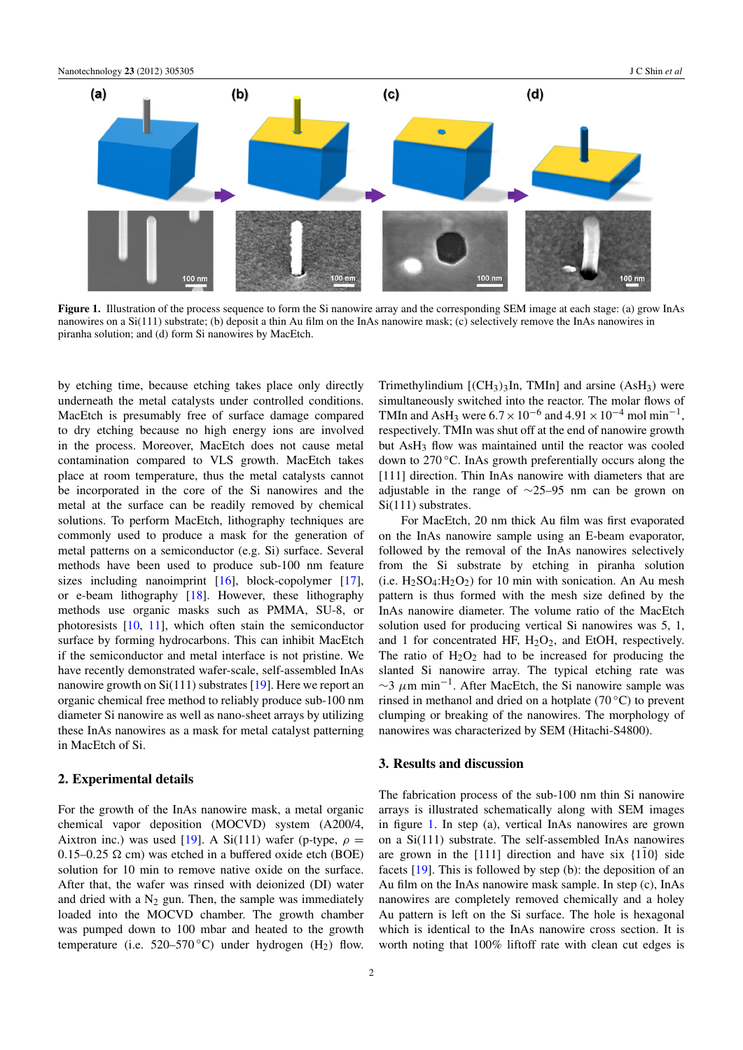**Figure 1.** Illustration of the process sequence to form the Si nanowire array and the corresponding SEM image at each stage: (a) grow InAs nanowires on a Si(111) substrate; (b) deposit a thin Au film on the InAs nanowire mask; (c) selectively remove the InAs nanowires in piranha solution; and (d) form Si nanowires by MacEtch.

by etching time, because etching takes place only directly underneath the metal catalysts under controlled conditions. MacEtch is presumably free of surface damage compared to dry etching because no high energy ions are involved in the process. Moreover, MacEtch does not cause metal contamination compared to VLS growth. MacEtch takes place at room temperature, thus the metal catalysts cannot be incorporated in the core of the Si nanowires and the metal at the surface can be readily removed by chemical solutions. To perform MacEtch, lithography techniques are commonly used to produce a mask for the generation of metal patterns on a semiconductor (e.g. Si) surface. Several methods have been used to produce sub-100 nm feature sizes including nanoimprint [16], block-copolymer [17], or e-beam lithography [18]. However, these lithography methods use organic masks such as PMMA, SU-8, or photoresists [10, 11], which often stain the semiconductor surface by forming hydrocarbons. This can inhibit MacEtch if the semiconductor and metal interface is not pristine. We have recently demonstrated wafer-scale, self-assembled InAs nanowire growth on Si(111) substrates [19]. Here we report an organic chemical free method to reliably produce sub-100 nm diameter Si nanowire as well as nano-sheet arrays by utilizing these InAs nanowires as a mask for metal catalyst patterning in MacEtch of Si.

## 2. Experimental details

For the growth of the InAs nanowire mask, a metal organic chemical vapor deposition (MOCVD) system (A200/4, Aixtron inc.) was used [19]. A Si(111) wafer (p-type, $\rho =$ 0.15–0.25 $\Omega$ cm) was etched in a buffered oxide etch (BOE) solution for 10 min to remove native oxide on the surface. After that, the wafer was rinsed with deionized (DI) water and dried with a $N_2$ gun. Then, the sample was immediately loaded into the MOCVD chamber. The growth chamber was pumped down to 100 mbar and heated to the growth temperature (i.e. 520–570 °C) under hydrogen ($H_2$) flow. Trimethylindium [$(CH_3)_3In$, TMIn] and arsine ($AsH_3$) were simultaneously switched into the reactor. The molar flows of TMIn and $AsH_3$ were $6.7 \times 10^{-6}$ and $4.91 \times 10^{-4}$ mol min$^{-1}$, respectively. TMIn was shut off at the end of nanowire growth but $AsH_3$ flow was maintained until the reactor was cooled down to 270 °C. InAs growth preferentially occurs along the [111] direction. Thin InAs nanowire with diameters that are adjustable in the range of ~25–95 nm can be grown on Si(111) substrates.

For MacEtch, 20 nm thick Au film was first evaporated on the InAs nanowire sample using an E-beam evaporator, followed by the removal of the InAs nanowires selectively from the Si substrate by etching in piranha solution (i.e. $H_2SO_4$:$H_2O_2$) for 10 min with sonication. An Au mesh pattern is thus formed with the mesh size defined by the InAs nanowire diameter. The volume ratio of the MacEtch solution used for producing vertical Si nanowires was 5, 1, and 1 for concentrated HF, $H_2O_2$, and EtOH, respectively. The ratio of $H_2O_2$ had to be increased for producing the slanted Si nanowire array. The typical etching rate was ~3 $\mu$m min$^{-1}$. After MacEtch, the Si nanowire sample was rinsed in methanol and dried on a hotplate (70 °C) to prevent clumping or breaking of the nanowires. The morphology of nanowires was characterized by SEM (Hitachi-S4800).

## 3. Results and discussion

The fabrication process of the sub-100 nm thin Si nanowire arrays is illustrated schematically along with SEM images in figure 1. In step (a), vertical InAs nanowires are grown on a Si(111) substrate. The self-assembled InAs nanowires are grown in the [111] direction and have six $\{1\bar{1}0\}$ side facets [19]. This is followed by step (b): the deposition of an Au film on the InAs nanowire mask sample. In step (c), InAs nanowires are completely removed chemically and a holey Au pattern is left on the Si surface. The hole is hexagonal which is identical to the InAs nanowire cross section. It is worth noting that 100% liftoff rate with clean cut edges is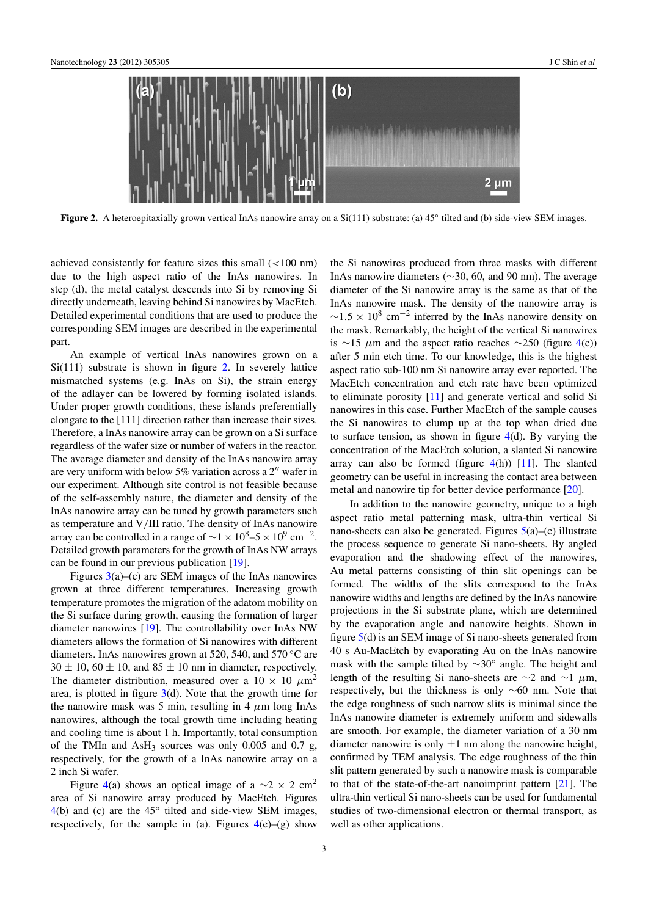**Figure 2.** A heteroepitaxially grown vertical InAs nanowire array on a Si(111) substrate: (a) 45° tilted and (b) side-view SEM images.

achieved consistently for feature sizes this small (<100 nm) due to the high aspect ratio of the InAs nanowires. In step (d), the metal catalyst descends into Si by removing Si directly underneath, leaving behind Si nanowires by MacEtch. Detailed experimental conditions that are used to produce the corresponding SEM images are described in the experimental part.

An example of vertical InAs nanowires grown on a Si(111) substrate is shown in figure 2. In severely lattice mismatched systems (e.g. InAs on Si), the strain energy of the adlayer can be lowered by forming isolated islands. Under proper growth conditions, these islands preferentially elongate to the [111] direction rather than increase their sizes. Therefore, a InAs nanowire array can be grown on a Si surface regardless of the wafer size or number of wafers in the reactor. The average diameter and density of the InAs nanowire array are very uniform with below 5% variation across a 2″ wafer in our experiment. Although site control is not feasible because of the self-assembly nature, the diameter and density of the InAs nanowire array can be tuned by growth parameters such as temperature and V/III ratio. The density of InAs nanowire array can be controlled in a range of $\sim 1 \times 10^8$–$5 \times 10^9$ $cm^{-2}$. Detailed growth parameters for the growth of InAs NW arrays can be found in our previous publication [19].

Figures 3(a)–(c) are SEM images of the InAs nanowires grown at three different temperatures. Increasing growth temperature promotes the migration of the adatom mobility on the Si surface during growth, causing the formation of larger diameter nanowires [19]. The controllability over InAs NW diameters allows the formation of Si nanowires with different diameters. InAs nanowires grown at 520, 540, and 570 °C are $30 \pm 10$, $60 \pm 10$, and $85 \pm 10$ nm in diameter, respectively. The diameter distribution, measured over a $10 \times 10$ $\mu m^2$ area, is plotted in figure 3(d). Note that the growth time for the nanowire mask was 5 min, resulting in 4 $\mu$m long InAs nanowires, although the total growth time including heating and cooling time is about 1 h. Importantly, total consumption of the TMIn and $AsH_3$ sources was only 0.005 and 0.7 g, respectively, for the growth of a InAs nanowire array on a 2 inch Si wafer.

Figure 4(a) shows an optical image of a $\sim 2 \times 2$ $cm^2$ area of Si nanowire array produced by MacEtch. Figures 4(b) and (c) are the 45° tilted and side-view SEM images, respectively, for the sample in (a). Figures 4(e)–(g) show the Si nanowires produced from three masks with different InAs nanowire diameters (∼30, 60, and 90 nm). The average diameter of the Si nanowire array is the same as that of the InAs nanowire mask. The density of the nanowire array is $\sim 1.5 \times 10^8$ $cm^{-2}$ inferred by the InAs nanowire density on the mask. Remarkably, the height of the vertical Si nanowires is ∼15 $\mu$m and the aspect ratio reaches ∼250 (figure 4(c)) after 5 min etch time. To our knowledge, this is the highest aspect ratio sub-100 nm Si nanowire array ever reported. The MacEtch concentration and etch rate have been optimized to eliminate porosity [11] and generate vertical and solid Si nanowires in this case. Further MacEtch of the sample causes the Si nanowires to clump up at the top when dried due to surface tension, as shown in figure 4(d). By varying the concentration of the MacEtch solution, a slanted Si nanowire array can also be formed (figure 4(h)) [11]. The slanted geometry can be useful in increasing the contact area between metal and nanowire tip for better device performance [20].

In addition to the nanowire geometry, unique to a high aspect ratio metal patterning mask, ultra-thin vertical Si nano-sheets can also be generated. Figures 5(a)–(c) illustrate the process sequence to generate Si nano-sheets. By angled evaporation and the shadowing effect of the nanowires, Au metal patterns consisting of thin slit openings can be formed. The widths of the slits correspond to the InAs nanowire widths and lengths are defined by the InAs nanowire projections in the Si substrate plane, which are determined by the evaporation angle and nanowire heights. Shown in figure 5(d) is an SEM image of Si nano-sheets generated from 40 s Au-MacEtch by evaporating Au on the InAs nanowire mask with the sample tilted by ∼30° angle. The height and length of the resulting Si nano-sheets are ∼2 and ∼1 $\mu$m, respectively, but the thickness is only ∼60 nm. Note that the edge roughness of such narrow slits is minimal since the InAs nanowire diameter is extremely uniform and sidewalls are smooth. For example, the diameter variation of a 30 nm diameter nanowire is only ±1 nm along the nanowire height, confirmed by TEM analysis. The edge roughness of the thin slit pattern generated by such a nanowire mask is comparable to that of the state-of-the-art nanoimprint pattern [21]. The ultra-thin vertical Si nano-sheets can be used for fundamental studies of two-dimensional electron or thermal transport, as well as other applications.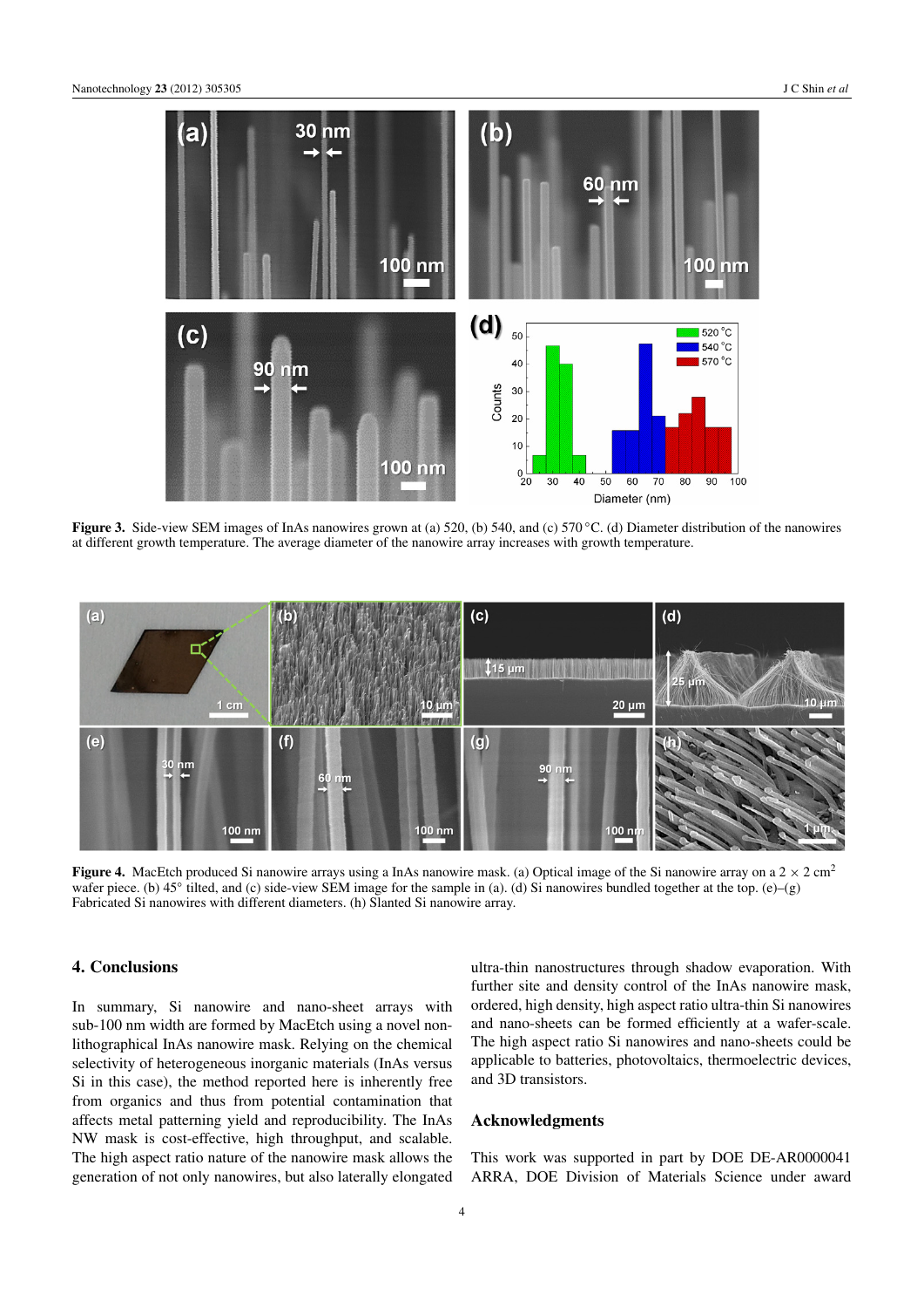**Figure 3.** Side-view SEM images of InAs nanowires grown at (a) 520, (b) 540, and (c) 570 °C. (d) Diameter distribution of the nanowires at different growth temperature. The average diameter of the nanowire array increases with growth temperature.

**Figure 4.** MacEtch produced Si nanowire arrays using a InAs nanowire mask. (a) Optical image of the Si nanowire array on a 2 × 2 $cm^2$ wafer piece. (b) 45° tilted, and (c) side-view SEM image for the sample in (a). (d) Si nanowires bundled together at the top. (e)–(g) Fabricated Si nanowires with different diameters. (h) Slanted Si nanowire array.

## 4. Conclusions

In summary, Si nanowire and nano-sheet arrays with sub-100 nm width are formed by MacEtch using a novel non-lithographical InAs nanowire mask. Relying on the chemical selectivity of heterogeneous inorganic materials (InAs versus Si in this case), the method reported here is inherently free from organics and thus from potential contamination that affects metal patterning yield and reproducibility. The InAs NW mask is cost-effective, high throughput, and scalable. The high aspect ratio nature of the nanowire mask allows the generation of not only nanowires, but also laterally elongated ultra-thin nanostructures through shadow evaporation. With further site and density control of the InAs nanowire mask, ordered, high density, high aspect ratio ultra-thin Si nanowires and nano-sheets can be formed efficiently at a wafer-scale. The high aspect ratio Si nanowires and nano-sheets could be applicable to batteries, photovoltaics, thermoelectric devices, and 3D transistors.

## Acknowledgments

This work was supported in part by DOE DE-AR0000041 ARRA, DOE Division of Materials Science under award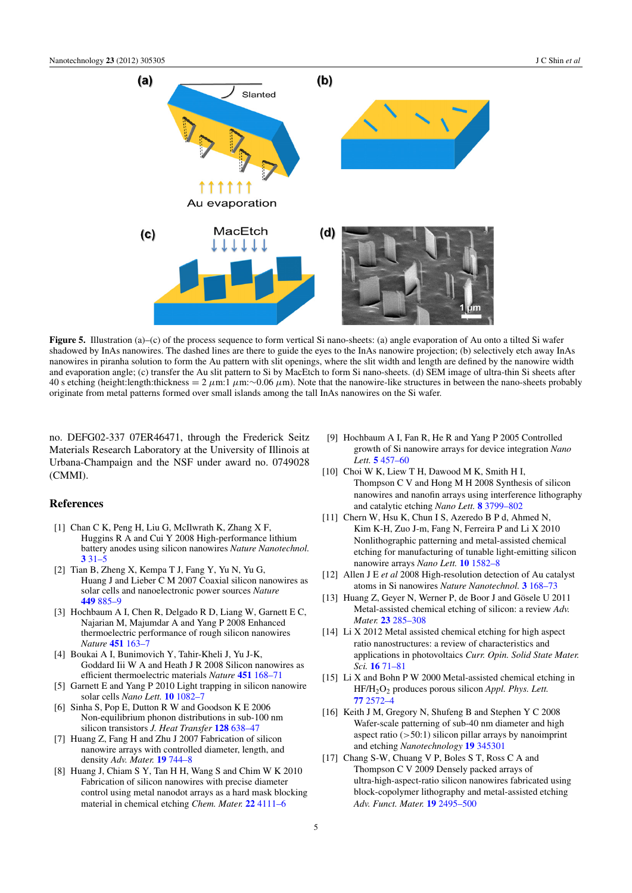**Figure 5.** Illustration (a)–(c) of the process sequence to form vertical Si nano-sheets: (a) angle evaporation of Au onto a tilted Si wafer shadowed by InAs nanowires. The dashed lines are there to guide the eyes to the InAs nanowire projection; (b) selectively etch away InAs nanowires in piranha solution to form the Au pattern with slit openings, where the slit width and length are defined by the nanowire width and evaporation angle; (c) transfer the Au slit pattern to Si by MacEtch to form Si nano-sheets. (d) SEM image of ultra-thin Si sheets after 40 s etching (height:length:thickness = 2 $\mu$m:1 $\mu$m:~0.06 $\mu$m). Note that the nanowire-like structures in between the nano-sheets probably originate from metal patterns formed over small islands among the tall InAs nanowires on the Si wafer.

no. DEFG02-337 07ER46471, through the Frederick Seitz Materials Research Laboratory at the University of Illinois at Urbana-Champaign and the NSF under award no. 0749028 (CMMI).

## References

[1] Chan C K, Peng H, Liu G, McIlwrath K, Zhang X F, Huggins R A and Cui Y 2008 High-performance lithium battery anodes using silicon nanowires *Nature Nanotechnol.* **3** 31–5

[2] Tian B, Zheng X, Kempa T J, Fang Y, Yu N, Yu G, Huang J and Lieber C M 2007 Coaxial silicon nanowires as solar cells and nanoelectronic power sources *Nature* **449** 885–9

[3] Hochbaum A I, Chen R, Delgado R D, Liang W, Garnett E C, Najarian M, Majumdar A and Yang P 2008 Enhanced thermoelectric performance of rough silicon nanowires *Nature* **451** 163–7

[4] Boukai A I, Bunimovich Y, Tahir-Kheli J, Yu J-K, Goddard Iii W A and Heath J R 2008 Silicon nanowires as efficient thermoelectric materials *Nature* **451** 168–71

[5] Garnett E and Yang P 2010 Light trapping in silicon nanowire solar cells *Nano Lett.* **10** 1082–7

[6] Sinha S, Pop E, Dutton R W and Goodson K E 2006 Non-equilibrium phonon distributions in sub-100 nm silicon transistors *J. Heat Transfer* **128** 638–47

[7] Huang Z, Fang H and Zhu J 2007 Fabrication of silicon nanowire arrays with controlled diameter, length, and density *Adv. Mater.* **19** 744–8

[8] Huang J, Chiam S Y, Tan H H, Wang S and Chim W K 2010 Fabrication of silicon nanowires with precise diameter control using metal nanodot arrays as a hard mask blocking material in chemical etching *Chem. Mater.* **22** 4111–6

[9] Hochbaum A I, Fan R, He R and Yang P 2005 Controlled growth of Si nanowire arrays for device integration *Nano Lett.* **5** 457–60

[10] Choi W K, Liew T H, Dawood M K, Smith H I, Thompson C V and Hong M H 2008 Synthesis of silicon nanowires and nanofin arrays using interference lithography and catalytic etching *Nano Lett.* **8** 3799–802

[11] Chern W, Hsu K, Chun I S, Azeredo B P d, Ahmed N, Kim K-H, Zuo J-m, Fang N, Ferreira P and Li X 2010 Nonlithographic patterning and metal-assisted chemical etching for manufacturing of tunable light-emitting silicon nanowire arrays *Nano Lett.* **10** 1582–8

[12] Allen J E *et al* 2008 High-resolution detection of Au catalyst atoms in Si nanowires *Nature Nanotechnol.* **3** 168–73

[13] Huang Z, Geyer N, Werner P, de Boor J and Gösele U 2011 Metal-assisted chemical etching of silicon: a review *Adv. Mater.* **23** 285–308

[14] Li X 2012 Metal assisted chemical etching for high aspect ratio nanostructures: a review of characteristics and applications in photovoltaics *Curr. Opin. Solid State Mater. Sci.* **16** 71–81

[15] Li X and Bohn P W 2000 Metal-assisted chemical etching in HF/$H_2O_2$ produces porous silicon *Appl. Phys. Lett.* **77** 2572–4

[16] Keith J M, Gregory N, Shufeng B and Stephen Y C 2008 Wafer-scale patterning of sub-40 nm diameter and high aspect ratio (>50:1) silicon pillar arrays by nanoimprint and etching *Nanotechnology* **19** 345301

[17] Chang S-W, Chuang V P, Boles S T, Ross C A and Thompson C V 2009 Densely packed arrays of ultra-high-aspect-ratio silicon nanowires fabricated using block-copolymer lithography and metal-assisted etching *Adv. Funct. Mater.* **19** 2495–500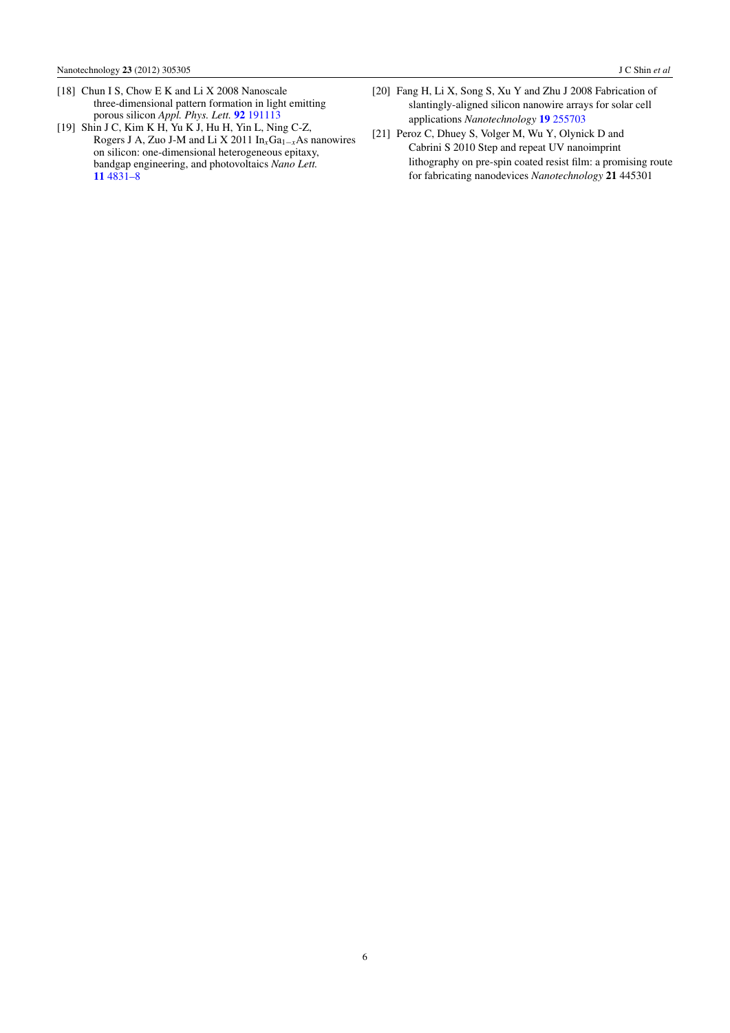[18] Chun I S, Chow E K and Li X 2008 Nanoscale three-dimensional pattern formation in light emitting porous silicon *Appl. Phys. Lett.* **92** 191113

[19] Shin J C, Kim K H, Yu K J, Hu H, Yin L, Ning C-Z, Rogers J A, Zuo J-M and Li X 2011 $In_xGa_{1-x}As$ nanowires on silicon: one-dimensional heterogeneous epitaxy, bandgap engineering, and photovoltaics *Nano Lett.* **11** 4831–8

[20] Fang H, Li X, Song S, Xu Y and Zhu J 2008 Fabrication of slantingly-aligned silicon nanowire arrays for solar cell applications *Nanotechnology* **19** 255703

[21] Peroz C, Dhuey S, Volger M, Wu Y, Olynick D and Cabrini S 2010 Step and repeat UV nanoimprint lithography on pre-spin coated resist film: a promising route for fabricating nanodevices *Nanotechnology* **21** 445301